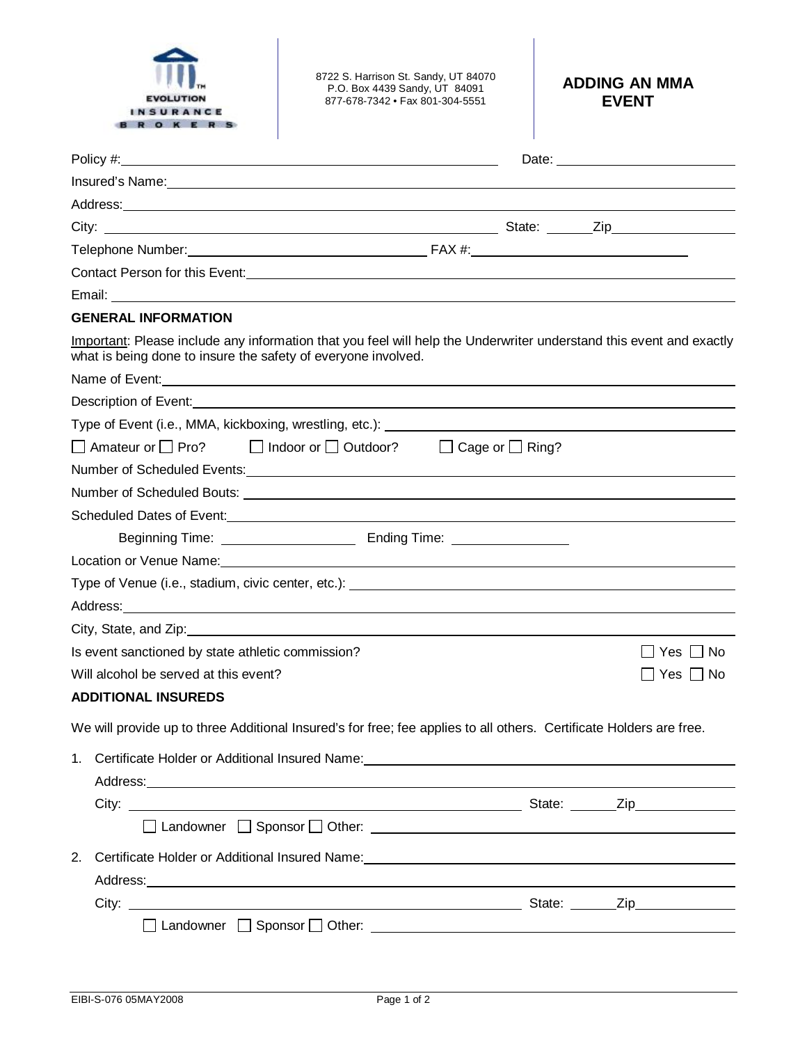EVOLUTION INSURANCE BROKERS

8722 S. Harrison St. Sandy, UT 84070
P.O. Box 4439 Sandy, UT 84091
877-678-7342 • Fax 801-304-5551

# ADDING AN MMA EVENT

Policy #:\_\_\_\_\_\_\_\_\_\_\_\_\_\_\_\_\_\_\_\_ Date: \_\_\_\_\_\_\_\_\_\_\_\_

Insured's Name:\_\_\_\_\_\_\_\_\_\_\_\_\_\_\_\_\_\_\_\_

Address:\_\_\_\_\_\_\_\_\_\_\_\_\_\_\_\_\_\_\_\_

City: \_\_\_\_\_\_\_\_\_\_\_\_\_\_\_\_\_\_\_\_ State: \_\_\_\_\_\_ Zip\_\_\_\_\_\_\_\_\_\_

Telephone Number:\_\_\_\_\_\_\_\_\_\_\_\_\_\_\_\_\_\_\_\_ FAX #:\_\_\_\_\_\_\_\_\_\_\_\_\_\_\_\_\_\_\_\_

Contact Person for this Event:\_\_\_\_\_\_\_\_\_\_\_\_\_\_\_\_\_\_\_\_

Email: \_\_\_\_\_\_\_\_\_\_\_\_\_\_\_\_\_\_\_\_

## GENERAL INFORMATION

Important: Please include any information that you feel will help the Underwriter understand this event and exactly what is being done to insure the safety of everyone involved.

Name of Event:\_\_\_\_\_\_\_\_\_\_\_\_\_\_\_\_\_\_\_\_

Description of Event:\_\_\_\_\_\_\_\_\_\_\_\_\_\_\_\_\_\_\_\_

Type of Event (i.e., MMA, kickboxing, wrestling, etc.): \_\_\_\_\_\_\_\_\_\_\_\_\_\_\_\_\_\_\_\_

☐ Amateur or ☐ Pro? ☐ Indoor or ☐ Outdoor? ☐ Cage or ☐ Ring?

Number of Scheduled Events:\_\_\_\_\_\_\_\_\_\_\_\_\_\_\_\_\_\_\_\_

Number of Scheduled Bouts: \_\_\_\_\_\_\_\_\_\_\_\_\_\_\_\_\_\_\_\_

Scheduled Dates of Event:\_\_\_\_\_\_\_\_\_\_\_\_\_\_\_\_\_\_\_\_

Beginning Time: \_\_\_\_\_\_\_\_\_\_\_\_ Ending Time: \_\_\_\_\_\_\_\_\_\_\_\_

Location or Venue Name:\_\_\_\_\_\_\_\_\_\_\_\_\_\_\_\_\_\_\_\_

Type of Venue (i.e., stadium, civic center, etc.): \_\_\_\_\_\_\_\_\_\_\_\_\_\_\_\_\_\_\_\_

Address:\_\_\_\_\_\_\_\_\_\_\_\_\_\_\_\_\_\_\_\_

City, State, and Zip:\_\_\_\_\_\_\_\_\_\_\_\_\_\_\_\_\_\_\_\_

Is event sanctioned by state athletic commission? ☐ Yes ☐ No

Will alcohol be served at this event? ☐ Yes ☐ No

## ADDITIONAL INSUREDS

We will provide up to three Additional Insured's for free; fee applies to all others. Certificate Holders are free.

1. Certificate Holder or Additional Insured Name:\_\_\_\_\_\_\_\_\_\_\_\_\_\_\_\_\_\_\_\_

   Address:\_\_\_\_\_\_\_\_\_\_\_\_\_\_\_\_\_\_\_\_

   City: \_\_\_\_\_\_\_\_\_\_\_\_\_\_\_\_\_\_\_\_ State: \_\_\_\_\_\_ Zip\_\_\_\_\_\_\_\_\_\_

   ☐ Landowner ☐ Sponsor ☐ Other: \_\_\_\_\_\_\_\_\_\_\_\_\_\_\_\_\_\_\_\_

2. Certificate Holder or Additional Insured Name:\_\_\_\_\_\_\_\_\_\_\_\_\_\_\_\_\_\_\_\_

   Address:\_\_\_\_\_\_\_\_\_\_\_\_\_\_\_\_\_\_\_\_

   City: \_\_\_\_\_\_\_\_\_\_\_\_\_\_\_\_\_\_\_\_ State: \_\_\_\_\_\_ Zip\_\_\_\_\_\_\_\_\_\_

   ☐ Landowner ☐ Sponsor ☐ Other: \_\_\_\_\_\_\_\_\_\_\_\_\_\_\_\_\_\_\_\_

EIBI-S-076 05MAY2008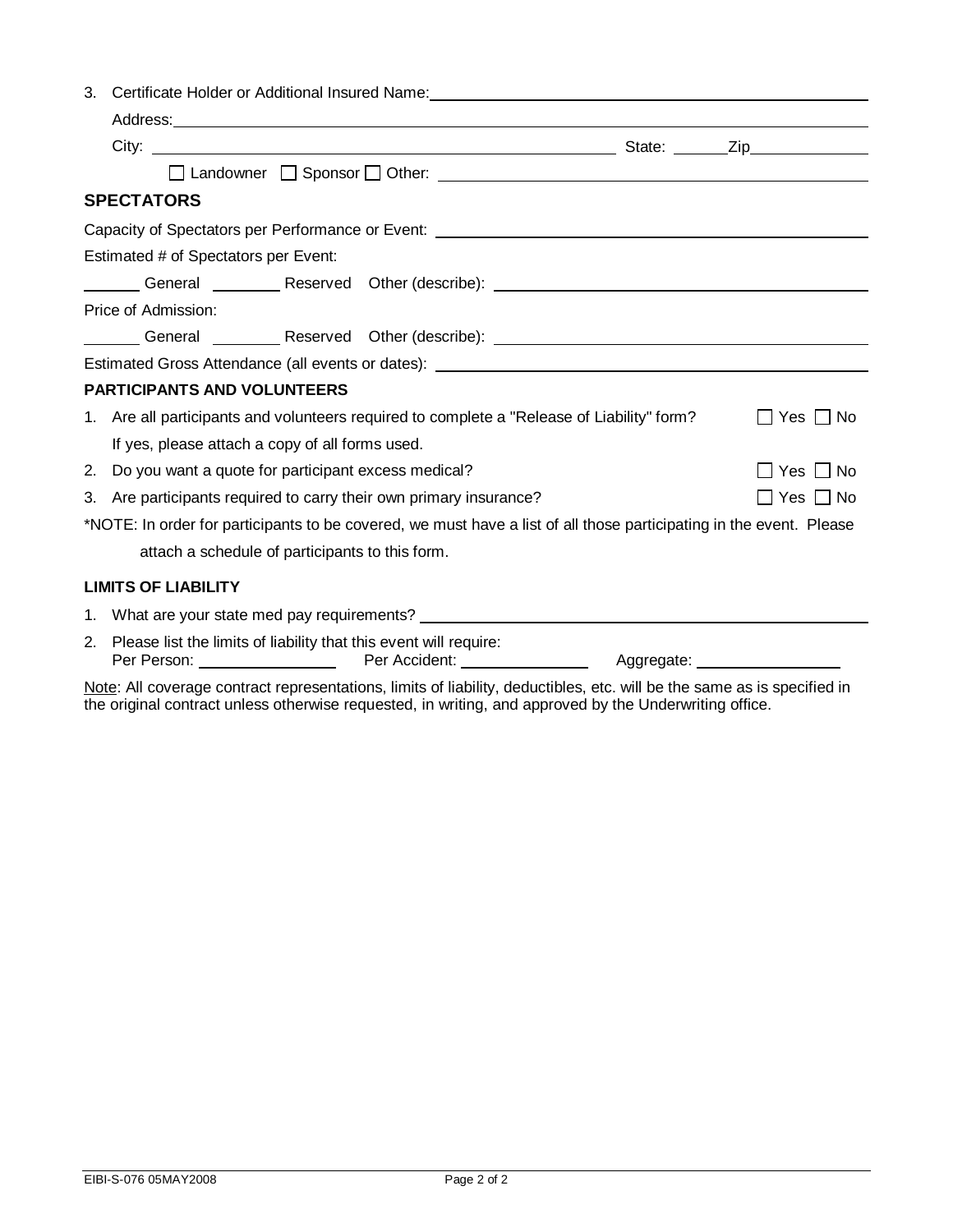3. Certificate Holder or Additional Insured Name: \_\_\_\_\_\_\_\_\_\_\_\_\_\_\_\_\_\_\_\_\_\_\_\_\_\_\_\_\_\_

   Address: \_\_\_\_\_\_\_\_\_\_\_\_\_\_\_\_\_\_\_\_\_\_\_\_\_\_\_\_\_\_

   City: \_\_\_\_\_\_\_\_\_\_\_\_\_\_\_\_\_\_\_\_ State: \_\_\_\_\_\_ Zip \_\_\_\_\_\_\_\_\_\_

   ☐ Landowner ☐ Sponsor ☐ Other: \_\_\_\_\_\_\_\_\_\_\_\_\_\_\_\_\_\_\_\_

## SPECTATORS

Capacity of Spectators per Performance or Event: \_\_\_\_\_\_\_\_\_\_\_\_\_\_\_\_\_\_\_\_

Estimated # of Spectators per Event:

\_\_\_\_\_\_\_ General \_\_\_\_\_\_\_\_ Reserved Other (describe): \_\_\_\_\_\_\_\_\_\_\_\_\_\_\_\_\_\_\_\_

Price of Admission:

\_\_\_\_\_\_\_ General \_\_\_\_\_\_\_\_ Reserved Other (describe): \_\_\_\_\_\_\_\_\_\_\_\_\_\_\_\_\_\_\_\_

Estimated Gross Attendance (all events or dates): \_\_\_\_\_\_\_\_\_\_\_\_\_\_\_\_\_\_\_\_

### PARTICIPANTS AND VOLUNTEERS

1. Are all participants and volunteers required to complete a "Release of Liability" form? ☐ Yes ☐ No

   If yes, please attach a copy of all forms used.

2. Do you want a quote for participant excess medical? ☐ Yes ☐ No
3. Are participants required to carry their own primary insurance? ☐ Yes ☐ No

*NOTE: In order for participants to be covered, we must have a list of all those participating in the event. Please attach a schedule of participants to this form.

### LIMITS OF LIABILITY

1. What are your state med pay requirements? \_\_\_\_\_\_\_\_\_\_\_\_\_\_\_\_\_\_\_\_
2. Please list the limits of liability that this event will require:
   Per Person: \_\_\_\_\_\_\_\_\_\_\_\_ Per Accident: \_\_\_\_\_\_\_\_\_\_\_\_ Aggregate: \_\_\_\_\_\_\_\_\_\_\_\_

Note: All coverage contract representations, limits of liability, deductibles, etc. will be the same as is specified in the original contract unless otherwise requested, in writing, and approved by the Underwriting office.

EIBI-S-076 05MAY2008